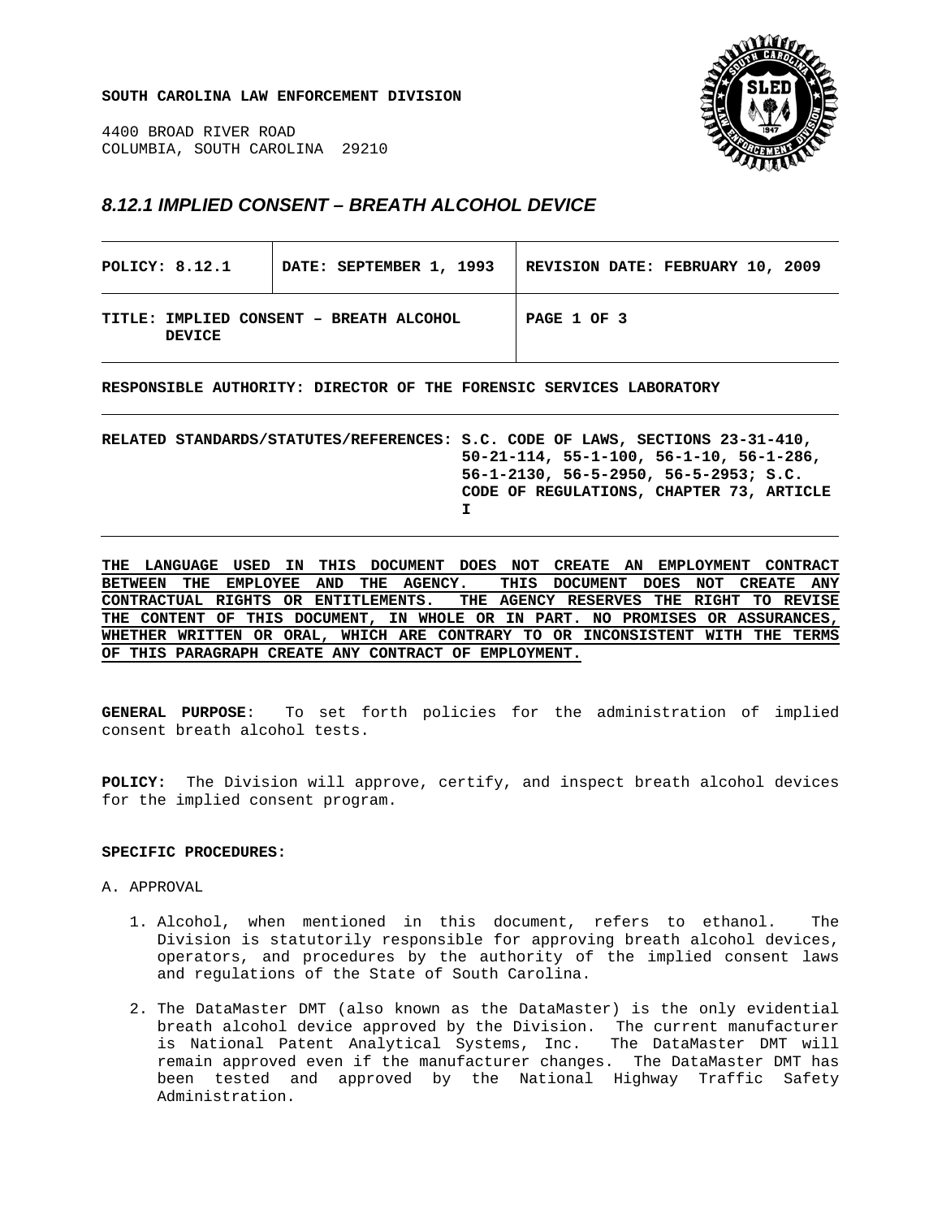**SOUTH CAROLINA LAW ENFORCEMENT DIVISION**

4400 BROAD RIVER ROAD
COLUMBIA, SOUTH CAROLINA 29210

## *8.12.1 IMPLIED CONSENT – BREATH ALCOHOL DEVICE*

| POLICY: 8.12.1 | DATE: SEPTEMBER 1, 1993 | REVISION DATE: FEBRUARY 10, 2009 |
|---|---|---|
| TITLE: IMPLIED CONSENT – BREATH ALCOHOL DEVICE | | PAGE 1 OF 3 |

**RESPONSIBLE AUTHORITY: DIRECTOR OF THE FORENSIC SERVICES LABORATORY**

**RELATED STANDARDS/STATUTES/REFERENCES: S.C. CODE OF LAWS, SECTIONS 23-31-410, 50-21-114, 55-1-100, 56-1-10, 56-1-286, 56-1-2130, 56-5-2950, 56-5-2953; S.C. CODE OF REGULATIONS, CHAPTER 73, ARTICLE I**

**THE LANGUAGE USED IN THIS DOCUMENT DOES NOT CREATE AN EMPLOYMENT CONTRACT BETWEEN THE EMPLOYEE AND THE AGENCY. THIS DOCUMENT DOES NOT CREATE ANY CONTRACTUAL RIGHTS OR ENTITLEMENTS. THE AGENCY RESERVES THE RIGHT TO REVISE THE CONTENT OF THIS DOCUMENT, IN WHOLE OR IN PART. NO PROMISES OR ASSURANCES, WHETHER WRITTEN OR ORAL, WHICH ARE CONTRARY TO OR INCONSISTENT WITH THE TERMS OF THIS PARAGRAPH CREATE ANY CONTRACT OF EMPLOYMENT.**

**GENERAL PURPOSE**: To set forth policies for the administration of implied consent breath alcohol tests.

**POLICY:** The Division will approve, certify, and inspect breath alcohol devices for the implied consent program.

**SPECIFIC PROCEDURES:**

A. APPROVAL

1. Alcohol, when mentioned in this document, refers to ethanol. The Division is statutorily responsible for approving breath alcohol devices, operators, and procedures by the authority of the implied consent laws and regulations of the State of South Carolina.

2. The DataMaster DMT (also known as the DataMaster) is the only evidential breath alcohol device approved by the Division. The current manufacturer is National Patent Analytical Systems, Inc. The DataMaster DMT will remain approved even if the manufacturer changes. The DataMaster DMT has been tested and approved by the National Highway Traffic Safety Administration.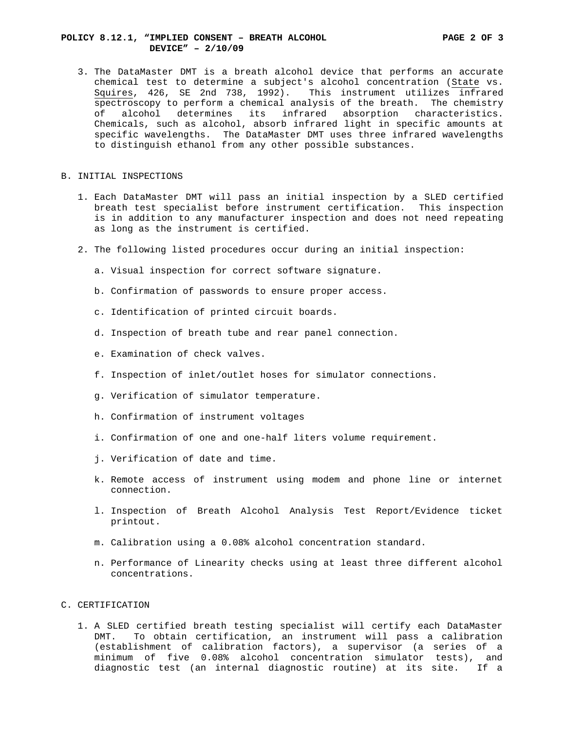3. The DataMaster DMT is a breath alcohol device that performs an accurate chemical test to determine a subject's alcohol concentration (State vs. Squires, 426, SE 2nd 738, 1992). This instrument utilizes infrared spectroscopy to perform a chemical analysis of the breath. The chemistry of alcohol determines its infrared absorption characteristics. Chemicals, such as alcohol, absorb infrared light in specific amounts at specific wavelengths. The DataMaster DMT uses three infrared wavelengths to distinguish ethanol from any other possible substances.

## B. INITIAL INSPECTIONS

1. Each DataMaster DMT will pass an initial inspection by a SLED certified breath test specialist before instrument certification. This inspection is in addition to any manufacturer inspection and does not need repeating as long as the instrument is certified.

2. The following listed procedures occur during an initial inspection:

   a. Visual inspection for correct software signature.

   b. Confirmation of passwords to ensure proper access.

   c. Identification of printed circuit boards.

   d. Inspection of breath tube and rear panel connection.

   e. Examination of check valves.

   f. Inspection of inlet/outlet hoses for simulator connections.

   g. Verification of simulator temperature.

   h. Confirmation of instrument voltages

   i. Confirmation of one and one-half liters volume requirement.

   j. Verification of date and time.

   k. Remote access of instrument using modem and phone line or internet connection.

   l. Inspection of Breath Alcohol Analysis Test Report/Evidence ticket printout.

   m. Calibration using a 0.08% alcohol concentration standard.

   n. Performance of Linearity checks using at least three different alcohol concentrations.

## C. CERTIFICATION

1. A SLED certified breath testing specialist will certify each DataMaster DMT. To obtain certification, an instrument will pass a calibration (establishment of calibration factors), a supervisor (a series of a minimum of five 0.08% alcohol concentration simulator tests), and diagnostic test (an internal diagnostic routine) at its site. If a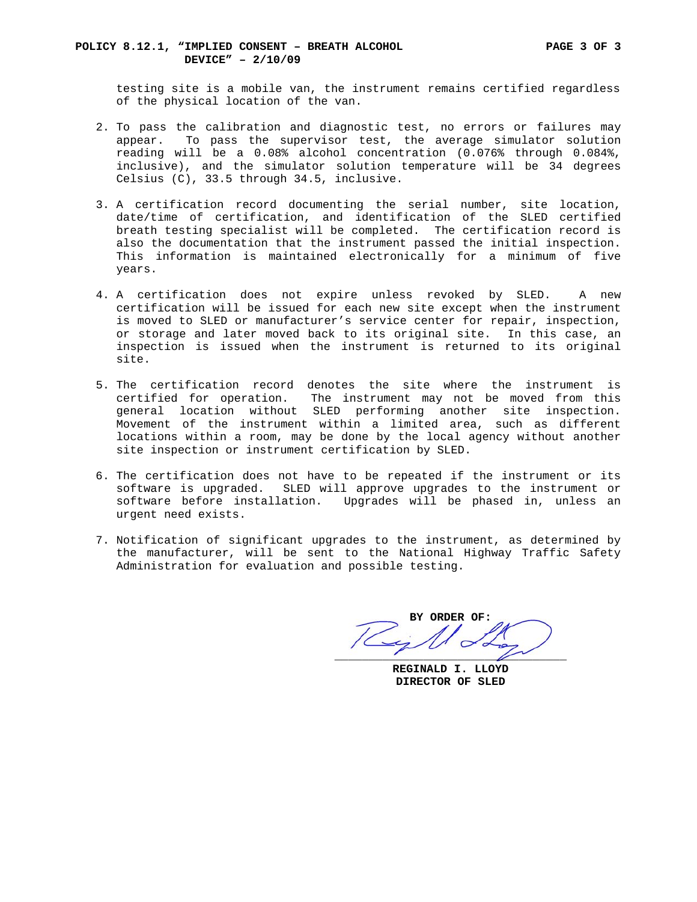testing site is a mobile van, the instrument remains certified regardless of the physical location of the van.

2. To pass the calibration and diagnostic test, no errors or failures may appear. To pass the supervisor test, the average simulator solution reading will be a 0.08% alcohol concentration (0.076% through 0.084%, inclusive), and the simulator solution temperature will be 34 degrees Celsius (C), 33.5 through 34.5, inclusive.

3. A certification record documenting the serial number, site location, date/time of certification, and identification of the SLED certified breath testing specialist will be completed. The certification record is also the documentation that the instrument passed the initial inspection. This information is maintained electronically for a minimum of five years.

4. A certification does not expire unless revoked by SLED. A new certification will be issued for each new site except when the instrument is moved to SLED or manufacturer's service center for repair, inspection, or storage and later moved back to its original site. In this case, an inspection is issued when the instrument is returned to its original site.

5. The certification record denotes the site where the instrument is certified for operation. The instrument may not be moved from this general location without SLED performing another site inspection. Movement of the instrument within a limited area, such as different locations within a room, may be done by the local agency without another site inspection or instrument certification by SLED.

6. The certification does not have to be repeated if the instrument or its software is upgraded. SLED will approve upgrades to the instrument or software before installation. Upgrades will be phased in, unless an urgent need exists.

7. Notification of significant upgrades to the instrument, as determined by the manufacturer, will be sent to the National Highway Traffic Safety Administration for evaluation and possible testing.

**BY ORDER OF:**

**REGINALD I. LLOYD**
**DIRECTOR OF SLED**